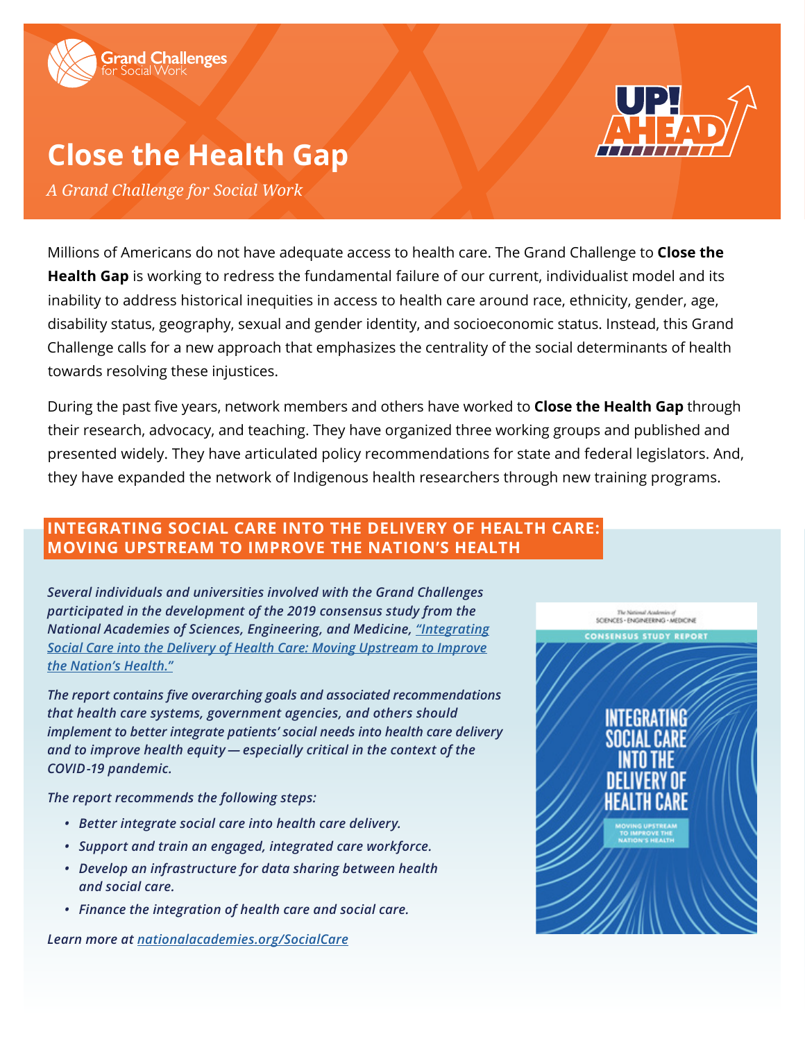Grand Challenges for Social Work

# Close the Health Gap

*A Grand Challenge for Social Work*

Millions of Americans do not have adequate access to health care. The Grand Challenge to **Close the Health Gap** is working to redress the fundamental failure of our current, individualist model and its inability to address historical inequities in access to health care around race, ethnicity, gender, age, disability status, geography, sexual and gender identity, and socioeconomic status. Instead, this Grand Challenge calls for a new approach that emphasizes the centrality of the social determinants of health towards resolving these injustices.

During the past five years, network members and others have worked to **Close the Health Gap** through their research, advocacy, and teaching. They have organized three working groups and published and presented widely. They have articulated policy recommendations for state and federal legislators. And, they have expanded the network of Indigenous health researchers through new training programs.

## INTEGRATING SOCIAL CARE INTO THE DELIVERY OF HEALTH CARE: MOVING UPSTREAM TO IMPROVE THE NATION'S HEALTH

*Several individuals and universities involved with the Grand Challenges participated in the development of the 2019 consensus study from the National Academies of Sciences, Engineering, and Medicine, "Integrating Social Care into the Delivery of Health Care: Moving Upstream to Improve the Nation's Health."*

*The report contains five overarching goals and associated recommendations that health care systems, government agencies, and others should implement to better integrate patients' social needs into health care delivery and to improve health equity — especially critical in the context of the COVID-19 pandemic.*

*The report recommends the following steps:*

- *Better integrate social care into health care delivery.*
- *Support and train an engaged, integrated care workforce.*
- *Develop an infrastructure for data sharing between health and social care.*
- *Finance the integration of health care and social care.*

*Learn more at nationalacademies.org/SocialCare*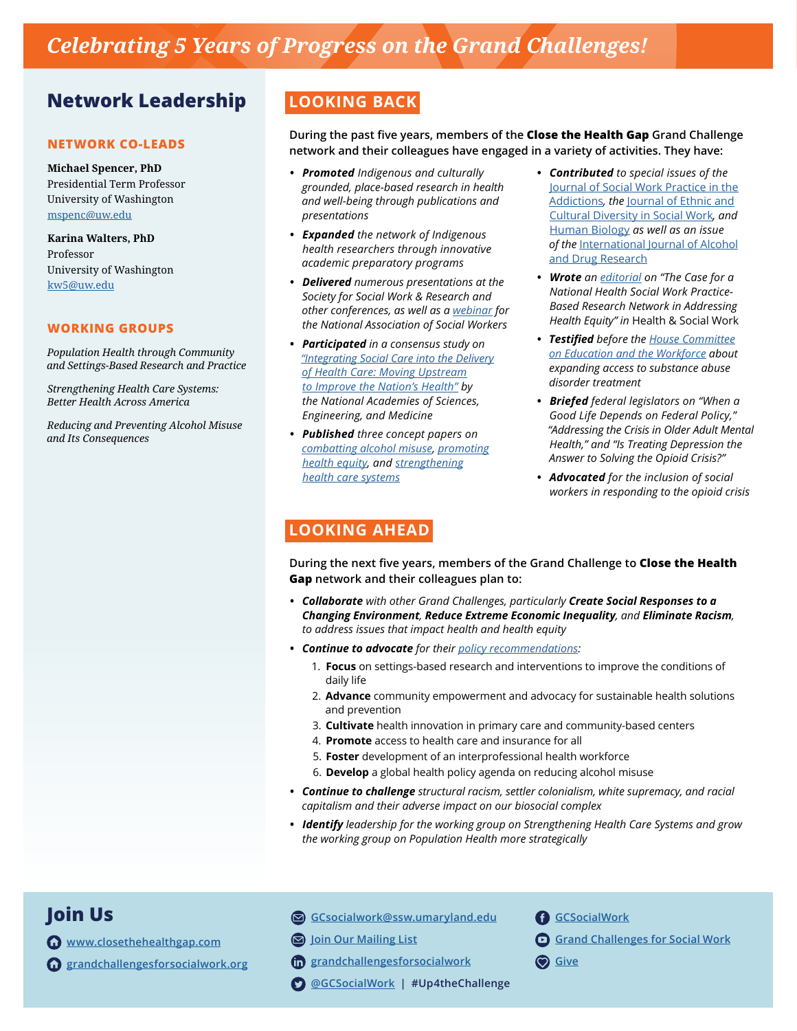# Celebrating 5 Years of Progress on the Grand Challenges!

## Network Leadership

### NETWORK CO-LEADS

**Michael Spencer, PhD**
Presidential Term Professor
University of Washington
mspenc@uw.edu

**Karina Walters, PhD**
Professor
University of Washington
kw5@uw.edu

### WORKING GROUPS

*Population Health through Community and Settings-Based Research and Practice*

*Strengthening Health Care Systems: Better Health Across America*

*Reducing and Preventing Alcohol Misuse and Its Consequences*

## LOOKING BACK

During the past five years, members of the **Close the Health Gap** Grand Challenge network and their colleagues have engaged in a variety of activities. They have:

- ***Promoted*** *Indigenous and culturally grounded, place-based research in health and well-being through publications and presentations*
- ***Expanded*** *the network of Indigenous health researchers through innovative academic preparatory programs*
- ***Delivered*** *numerous presentations at the Society for Social Work & Research and other conferences, as well as a webinar for the National Association of Social Workers*
- ***Participated*** *in a consensus study on "Integrating Social Care into the Delivery of Health Care: Moving Upstream to Improve the Nation's Health" by the National Academies of Sciences, Engineering, and Medicine*
- ***Published*** *three concept papers on combatting alcohol misuse, promoting health equity, and strengthening health care systems*
- ***Contributed*** *to special issues of the* Journal of Social Work Practice in the Addictions*, the* Journal of Ethnic and Cultural Diversity in Social Work*, and* Human Biology *as well as an issue of the* International Journal of Alcohol and Drug Research
- ***Wrote*** *an editorial on "The Case for a National Health Social Work Practice-Based Research Network in Addressing Health Equity" in* Health & Social Work
- ***Testified*** *before the* House Committee on Education and the Workforce *about expanding access to substance abuse disorder treatment*
- ***Briefed*** *federal legislators on "When a Good Life Depends on Federal Policy," "Addressing the Crisis in Older Adult Mental Health," and "Is Treating Depression the Answer to Solving the Opioid Crisis?"*
- ***Advocated*** *for the inclusion of social workers in responding to the opioid crisis*

## LOOKING AHEAD

During the next five years, members of the Grand Challenge to **Close the Health Gap** network and their colleagues plan to:

- ***Collaborate*** *with other Grand Challenges, particularly* ***Create Social Responses to a Changing Environment***, ***Reduce Extreme Economic Inequality***, *and* ***Eliminate Racism***, *to address issues that impact health and health equity*
- ***Continue to advocate*** *for their policy recommendations:*
  1. **Focus** on settings-based research and interventions to improve the conditions of daily life
  2. **Advance** community empowerment and advocacy for sustainable health solutions and prevention
  3. **Cultivate** health innovation in primary care and community-based centers
  4. **Promote** access to health care and insurance for all
  5. **Foster** development of an interprofessional health workforce
  6. **Develop** a global health policy agenda on reducing alcohol misuse
- ***Continue to challenge*** *structural racism, settler colonialism, white supremacy, and racial capitalism and their adverse impact on our biosocial complex*
- ***Identify*** *leadership for the working group on Strengthening Health Care Systems and grow the working group on Population Health more strategically*

## Join Us

- www.closethehealthgap.com
- grandchallengesforsocialwork.org
- GCsocialwork@ssw.umaryland.edu
- Join Our Mailing List
- grandchallengesforsocialwork
- @GCSocialWork | #Up4theChallenge
- GCSocialWork
- Grand Challenges for Social Work
- Give